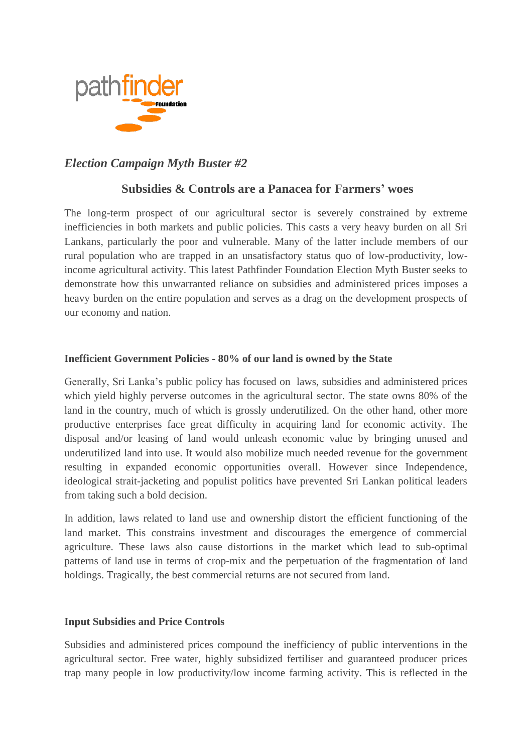*Election Campaign Myth Buster #2*

## Subsides & Controls are a Panacea for Farmers' woes

The long-term prospect of our agricultural sector is severely constrained by extreme inefficiencies in both markets and public policies. This casts a very heavy burden on all Sri Lankans, particularly the poor and vulnerable. Many of the latter include members of our rural population who are trapped in an unsatisfactory status quo of low-productivity, low-income agricultural activity. This latest Pathfinder Foundation Election Myth Buster seeks to demonstrate how this unwarranted reliance on subsidies and administered prices imposes a heavy burden on the entire population and serves as a drag on the development prospects of our economy and nation.

### Inefficient Government Policies - 80% of our land is owned by the State

Generally, Sri Lanka's public policy has focused on laws, subsidies and administered prices which yield highly perverse outcomes in the agricultural sector. The state owns 80% of the land in the country, much of which is grossly underutilized. On the other hand, other more productive enterprises face great difficulty in acquiring land for economic activity. The disposal and/or leasing of land would unleash economic value by bringing unused and underutilized land into use. It would also mobilize much needed revenue for the government resulting in expanded economic opportunities overall. However since Independence, ideological strait-jacketing and populist politics have prevented Sri Lankan political leaders from taking such a bold decision.

In addition, laws related to land use and ownership distort the efficient functioning of the land market. This constrains investment and discourages the emergence of commercial agriculture. These laws also cause distortions in the market which lead to sub-optimal patterns of land use in terms of crop-mix and the perpetuation of the fragmentation of land holdings. Tragically, the best commercial returns are not secured from land.

### Input Subsidies and Price Controls

Subsidies and administered prices compound the inefficiency of public interventions in the agricultural sector. Free water, highly subsidized fertiliser and guaranteed producer prices trap many people in low productivity/low income farming activity. This is reflected in the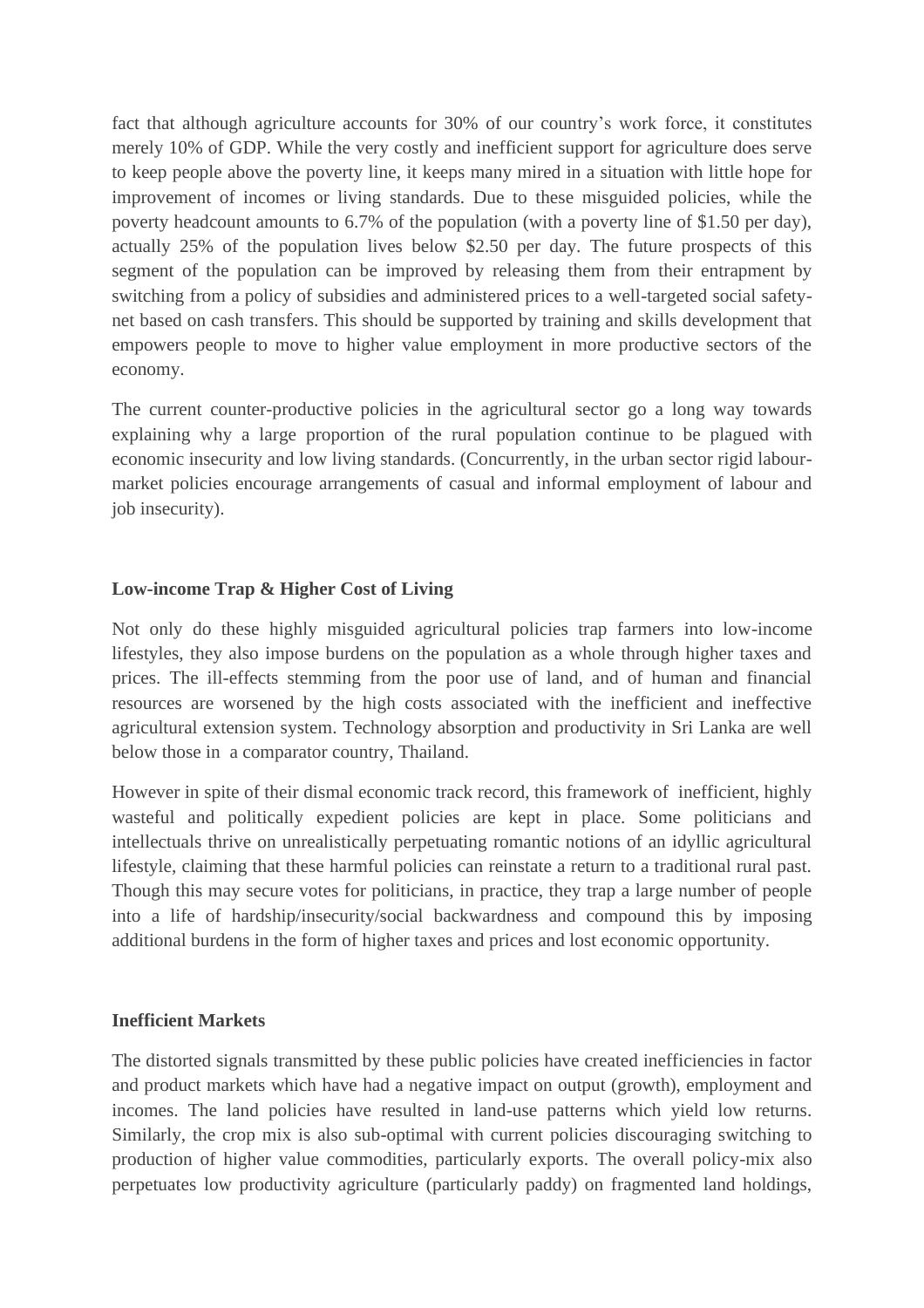fact that although agriculture accounts for 30% of our country's work force, it constitutes merely 10% of GDP. While the very costly and inefficient support for agriculture does serve to keep people above the poverty line, it keeps many mired in a situation with little hope for improvement of incomes or living standards. Due to these misguided policies, while the poverty headcount amounts to 6.7% of the population (with a poverty line of $1.50 per day), actually 25% of the population lives below $2.50 per day. The future prospects of this segment of the population can be improved by releasing them from their entrapment by switching from a policy of subsidies and administered prices to a well-targeted social safety-net based on cash transfers. This should be supported by training and skills development that empowers people to move to higher value employment in more productive sectors of the economy.

The current counter-productive policies in the agricultural sector go a long way towards explaining why a large proportion of the rural population continue to be plagued with economic insecurity and low living standards. (Concurrently, in the urban sector rigid labour-market policies encourage arrangements of casual and informal employment of labour and job insecurity).

**Low-income Trap & Higher Cost of Living**

Not only do these highly misguided agricultural policies trap farmers into low-income lifestyles, they also impose burdens on the population as a whole through higher taxes and prices. The ill-effects stemming from the poor use of land, and of human and financial resources are worsened by the high costs associated with the inefficient and ineffective agricultural extension system. Technology absorption and productivity in Sri Lanka are well below those in a comparator country, Thailand.

However in spite of their dismal economic track record, this framework of inefficient, highly wasteful and politically expedient policies are kept in place. Some politicians and intellectuals thrive on unrealistically perpetuating romantic notions of an idyllic agricultural lifestyle, claiming that these harmful policies can reinstate a return to a traditional rural past. Though this may secure votes for politicians, in practice, they trap a large number of people into a life of hardship/insecurity/social backwardness and compound this by imposing additional burdens in the form of higher taxes and prices and lost economic opportunity.

**Inefficient Markets**

The distorted signals transmitted by these public policies have created inefficiencies in factor and product markets which have had a negative impact on output (growth), employment and incomes. The land policies have resulted in land-use patterns which yield low returns. Similarly, the crop mix is also sub-optimal with current policies discouraging switching to production of higher value commodities, particularly exports. The overall policy-mix also perpetuates low productivity agriculture (particularly paddy) on fragmented land holdings,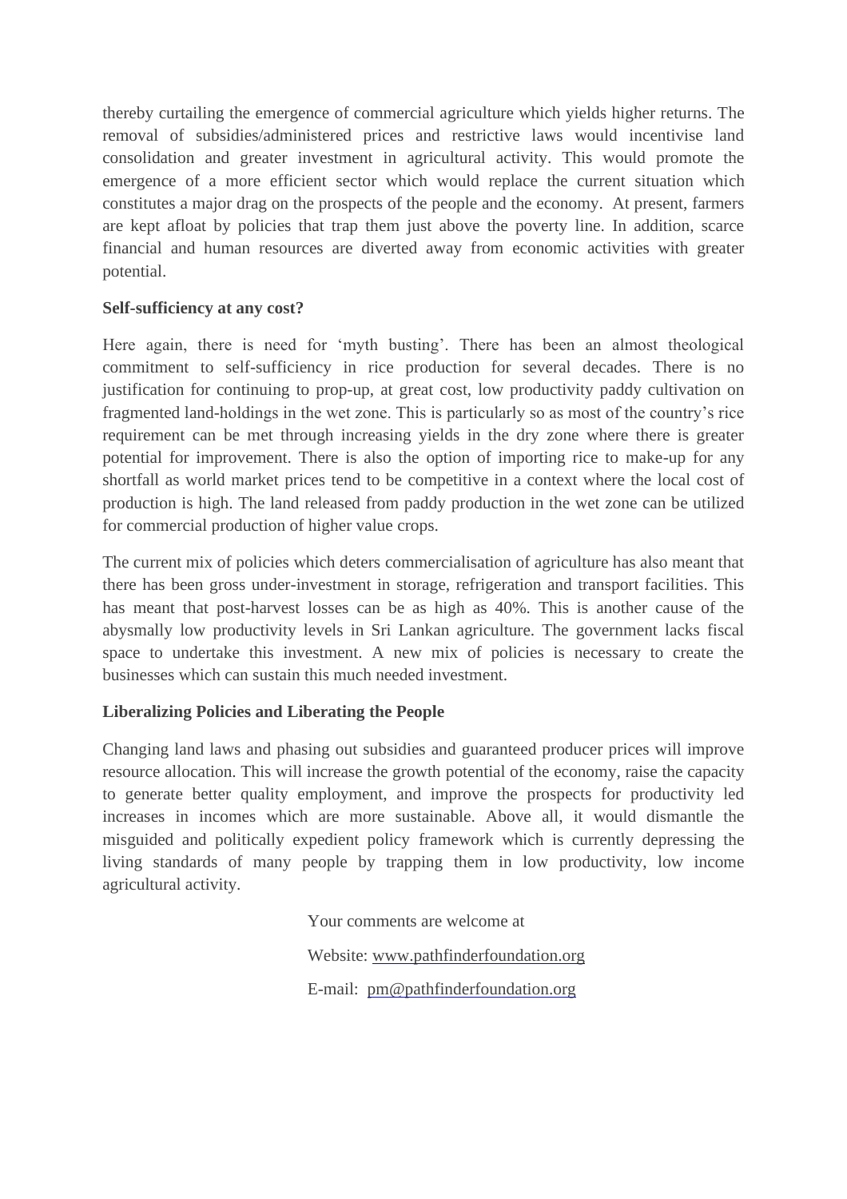thereby curtailing the emergence of commercial agriculture which yields higher returns. The removal of subsidies/administered prices and restrictive laws would incentivise land consolidation and greater investment in agricultural activity. This would promote the emergence of a more efficient sector which would replace the current situation which constitutes a major drag on the prospects of the people and the economy. At present, farmers are kept afloat by policies that trap them just above the poverty line. In addition, scarce financial and human resources are diverted away from economic activities with greater potential.

**Self-sufficiency at any cost?**

Here again, there is need for 'myth busting'. There has been an almost theological commitment to self-sufficiency in rice production for several decades. There is no justification for continuing to prop-up, at great cost, low productivity paddy cultivation on fragmented land-holdings in the wet zone. This is particularly so as most of the country's rice requirement can be met through increasing yields in the dry zone where there is greater potential for improvement. There is also the option of importing rice to make-up for any shortfall as world market prices tend to be competitive in a context where the local cost of production is high. The land released from paddy production in the wet zone can be utilized for commercial production of higher value crops.

The current mix of policies which deters commercialisation of agriculture has also meant that there has been gross under-investment in storage, refrigeration and transport facilities. This has meant that post-harvest losses can be as high as 40%. This is another cause of the abysmally low productivity levels in Sri Lankan agriculture. The government lacks fiscal space to undertake this investment. A new mix of policies is necessary to create the businesses which can sustain this much needed investment.

**Liberalizing Policies and Liberating the People**

Changing land laws and phasing out subsidies and guaranteed producer prices will improve resource allocation. This will increase the growth potential of the economy, raise the capacity to generate better quality employment, and improve the prospects for productivity led increases in incomes which are more sustainable. Above all, it would dismantle the misguided and politically expedient policy framework which is currently depressing the living standards of many people by trapping them in low productivity, low income agricultural activity.

Your comments are welcome at

Website: www.pathfinderfoundation.org

E-mail: pm@pathfinderfoundation.org